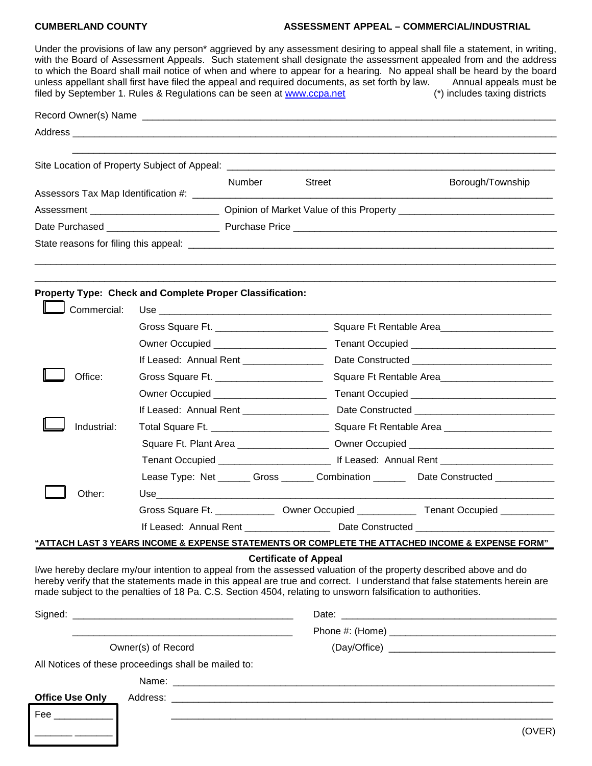**CUMBERLAND COUNTY** **ASSESSMENT APPEAL – COMMERCIAL/INDUSTRIAL**

Under the provisions of law any person* aggrieved by any assessment desiring to appeal shall file a statement, in writing, with the Board of Assessment Appeals. Such statement shall designate the assessment appealed from and the address to which the Board shall mail notice of when and where to appear for a hearing. No appeal shall be heard by the board unless appellant shall first have filed the appeal and required documents, as set forth by law. Annual appeals must be filed by September 1. Rules & Regulations can be seen at www.ccpa.net (*) includes taxing districts

Record Owner(s) Name ______________________________________________

Address ______________________________________________

______________________________________________

Site Location of Property Subject of Appeal: ______________________________________________

Number Street Borough/Township

Assessors Tax Map Identification #: ______________________________________________

Assessment ____________________ Opinion of Market Value of this Property ____________________

Date Purchased ____________________ Purchase Price ____________________

State reasons for filing this appeal: ______________________________________________

______________________________________________

______________________________________________

**Property Type: Check and Complete Proper Classification:**

☐ Commercial: Use ______________________________________________

Gross Square Ft. ____________________ Square Ft Rentable Area____________________

Owner Occupied ____________________ Tenant Occupied ____________________

If Leased: Annual Rent ______________ Date Constructed ____________________

☐ Office: Gross Square Ft. ____________________ Square Ft Rentable Area____________________

Owner Occupied ____________________ Tenant Occupied ____________________

If Leased: Annual Rent ______________ Date Constructed ____________________

☐ Industrial: Total Square Ft. ____________________ Square Ft Rentable Area ____________________

Square Ft. Plant Area ______________ Owner Occupied ____________________

Tenant Occupied ____________________ If Leased: Annual Rent ____________________

Lease Type: Net ______ Gross ______ Combination ______ Date Constructed ___________

☐ Other: Use______________________________________________

Gross Square Ft. ___________ Owner Occupied ___________ Tenant Occupied __________

If Leased: Annual Rent ______________ Date Constructed ____________________

**"ATTACH LAST 3 YEARS INCOME & EXPENSE STATEMENTS OR COMPLETE THE ATTACHED INCOME & EXPENSE FORM"**

**Certificate of Appeal**

I/we hereby declare my/our intention to appeal from the assessed valuation of the property described above and do hereby verify that the statements made in this appeal are true and correct. I understand that false statements herein are made subject to the penalties of 18 Pa. C.S. Section 4504, relating to unsworn falsification to authorities.

Signed: ________________________________ Date: ________________________________

________________________________ Phone #: (Home) ________________________________

Owner(s) of Record (Day/Office) ________________________________

All Notices of these proceedings shall be mailed to:

Name: ______________________________________________

**Office Use Only** Address: ______________________________________________

Fee __________

______ ______ ______________________________________________

(OVER)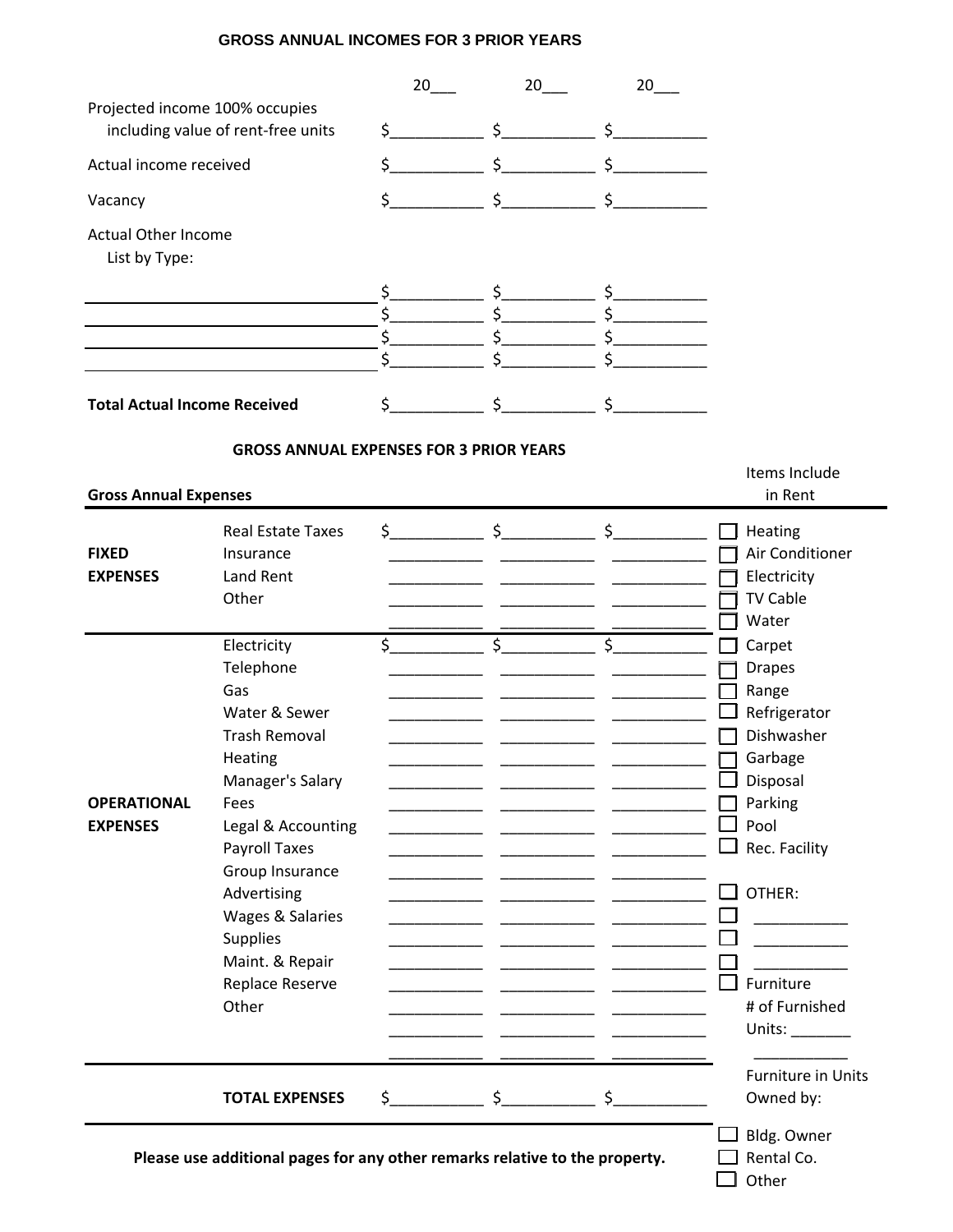## GROSS ANNUAL INCOMES FOR 3 PRIOR YEARS

| | 20___ | 20___ | 20___ |
|---|---|---|---|
| Projected income 100% occupies including value of rent-free units | $__________ | $__________ | $__________ |
| Actual income received | $__________ | $__________ | $__________ |
| Vacancy | $__________ | $__________ | $__________ |
| Actual Other Income List by Type: | | | |
| ______________________________ | $__________ | $__________ | $__________ |
| ______________________________ | $__________ | $__________ | $__________ |
| ______________________________ | $__________ | $__________ | $__________ |
| ______________________________ | $__________ | $__________ | $__________ |
| **Total Actual Income Received** | $__________ | $__________ | $__________ |

## GROSS ANNUAL EXPENSES FOR 3 PRIOR YEARS

| **Gross Annual Expenses** | | | | | Items Include in Rent |
|---|---|---|---|---|---|
| **FIXED EXPENSES** | Real Estate Taxes | $__________ | $__________ | $__________ | ☐ Heating |
| | Insurance | __________ | __________ | __________ | ☐ Air Conditioner |
| | Land Rent | __________ | __________ | __________ | ☐ Electricity |
| | Other | __________ | __________ | __________ | ☐ TV Cable |
| | | __________ | __________ | __________ | ☐ Water |
| **OPERATIONAL EXPENSES** | Electricity | $__________ | $__________ | $__________ | ☐ Carpet |
| | Telephone | __________ | __________ | __________ | ☐ Drapes |
| | Gas | __________ | __________ | __________ | ☐ Range |
| | Water & Sewer | __________ | __________ | __________ | ☐ Refrigerator |
| | Trash Removal | __________ | __________ | __________ | ☐ Dishwasher |
| | Heating | __________ | __________ | __________ | ☐ Garbage |
| | Manager's Salary | __________ | __________ | __________ | ☐ Disposal |
| | Fees | __________ | __________ | __________ | ☐ Parking |
| | Legal & Accounting | __________ | __________ | __________ | ☐ Pool |
| | Payroll Taxes | __________ | __________ | __________ | ☐ Rec. Facility |
| | Group Insurance | __________ | __________ | __________ | |
| | Advertising | __________ | __________ | __________ | ☐ OTHER: |
| | Wages & Salaries | __________ | __________ | __________ | ☐ __________ |
| | Supplies | __________ | __________ | __________ | ☐ __________ |
| | Maint. & Repair | __________ | __________ | __________ | ☐ __________ |
| | Replace Reserve | __________ | __________ | __________ | ☐ Furniture |
| | Other | __________ | __________ | __________ | # of Furnished |
| | | __________ | __________ | __________ | Units: _______ |
| | | __________ | __________ | __________ | __________ |
| | **TOTAL EXPENSES** | $__________ | $__________ | $__________ | Furniture in Units Owned by: |

☐ Bldg. Owner
☐ Rental Co.
☐ Other

**Please use additional pages for any other remarks relative to the property.**